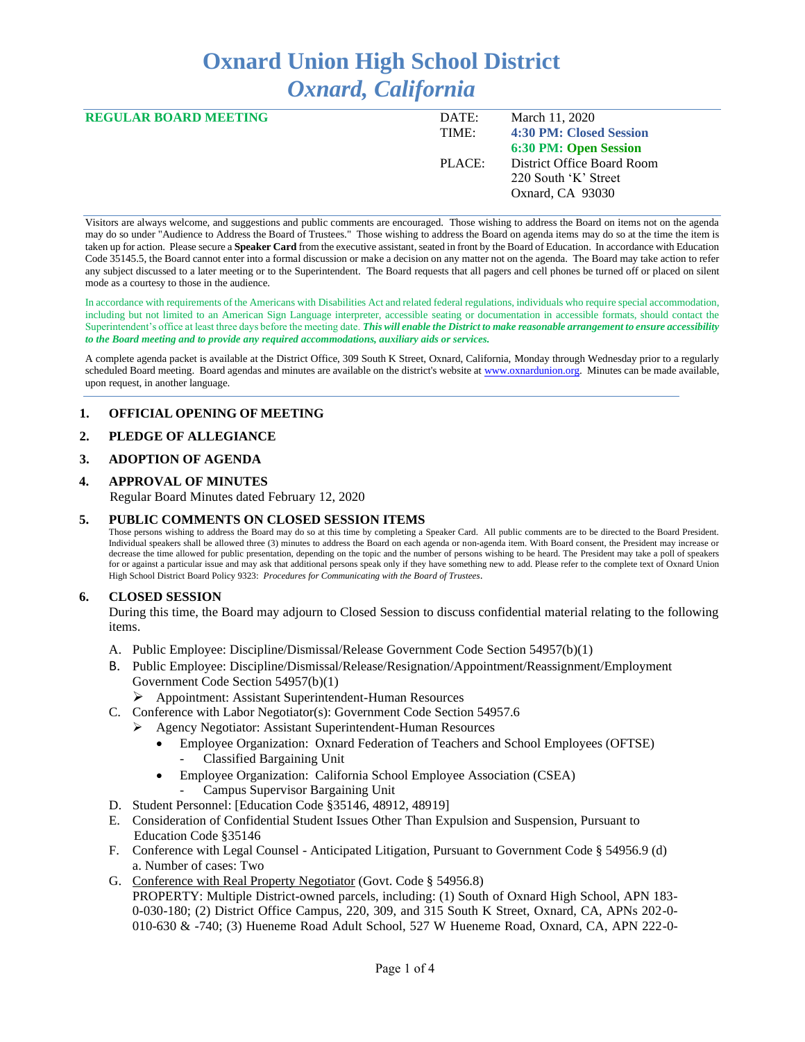# Oxnard Union High School District
## *Oxnard, California*

**REGULAR BOARD MEETING**

| | |
|---|---|
| DATE: | March 11, 2020 |
| TIME: | **4:30 PM: Closed Session** |
| | **6:30 PM: Open Session** |
| PLACE: | District Office Board Room |
| | 220 South 'K' Street |
| | Oxnard, CA 93030 |

Visitors are always welcome, and suggestions and public comments are encouraged. Those wishing to address the Board on items not on the agenda may do so under "Audience to Address the Board of Trustees." Those wishing to address the Board on agenda items may do so at the time the item is taken up for action. Please secure a **Speaker Card** from the executive assistant, seated in front by the Board of Education. In accordance with Education Code 35145.5, the Board cannot enter into a formal discussion or make a decision on any matter not on the agenda. The Board may take action to refer any subject discussed to a later meeting or to the Superintendent. The Board requests that all pagers and cell phones be turned off or placed on silent mode as a courtesy to those in the audience.

In accordance with requirements of the Americans with Disabilities Act and related federal regulations, individuals who require special accommodation, including but not limited to an American Sign Language interpreter, accessible seating or documentation in accessible formats, should contact the Superintendent's office at least three days before the meeting date. ***This will enable the District to make reasonable arrangement to ensure accessibility to the Board meeting and to provide any required accommodations, auxiliary aids or services.***

A complete agenda packet is available at the District Office, 309 South K Street, Oxnard, California, Monday through Wednesday prior to a regularly scheduled Board meeting. Board agendas and minutes are available on the district's website at www.oxnardunion.org. Minutes can be made available, upon request, in another language.

## 1. OFFICIAL OPENING OF MEETING

## 2. PLEDGE OF ALLEGIANCE

## 3. ADOPTION OF AGENDA

## 4. APPROVAL OF MINUTES

Regular Board Minutes dated February 12, 2020

## 5. PUBLIC COMMENTS ON CLOSED SESSION ITEMS

Those persons wishing to address the Board may do so at this time by completing a Speaker Card. All public comments are to be directed to the Board President. Individual speakers shall be allowed three (3) minutes to address the Board on each agenda or non-agenda item. With Board consent, the President may increase or decrease the time allowed for public presentation, depending on the topic and the number of persons wishing to be heard. The President may take a poll of speakers for or against a particular issue and may ask that additional persons speak only if they have something new to add. Please refer to the complete text of Oxnard Union High School District Board Policy 9323: *Procedures for Communicating with the Board of Trustees*.

## 6. CLOSED SESSION

During this time, the Board may adjourn to Closed Session to discuss confidential material relating to the following items.

A. Public Employee: Discipline/Dismissal/Release Government Code Section 54957(b)(1)

B. Public Employee: Discipline/Dismissal/Release/Resignation/Appointment/Reassignment/Employment Government Code Section 54957(b)(1)
   - Appointment: Assistant Superintendent-Human Resources

C. Conference with Labor Negotiator(s): Government Code Section 54957.6
   - Agency Negotiator: Assistant Superintendent-Human Resources
     - Employee Organization: Oxnard Federation of Teachers and School Employees (OFTSE)
       - Classified Bargaining Unit
     - Employee Organization: California School Employee Association (CSEA)
       - Campus Supervisor Bargaining Unit

D. Student Personnel: [Education Code §35146, 48912, 48919]

E. Consideration of Confidential Student Issues Other Than Expulsion and Suspension, Pursuant to Education Code §35146

F. Conference with Legal Counsel - Anticipated Litigation, Pursuant to Government Code § 54956.9 (d)
   a. Number of cases: Two

G. Conference with Real Property Negotiator (Govt. Code § 54956.8)
   PROPERTY: Multiple District-owned parcels, including: (1) South of Oxnard High School, APN 183-0-030-180; (2) District Office Campus, 220, 309, and 315 South K Street, Oxnard, CA, APNs 202-0-010-630 & -740; (3) Hueneme Road Adult School, 527 W Hueneme Road, Oxnard, CA, APN 222-0-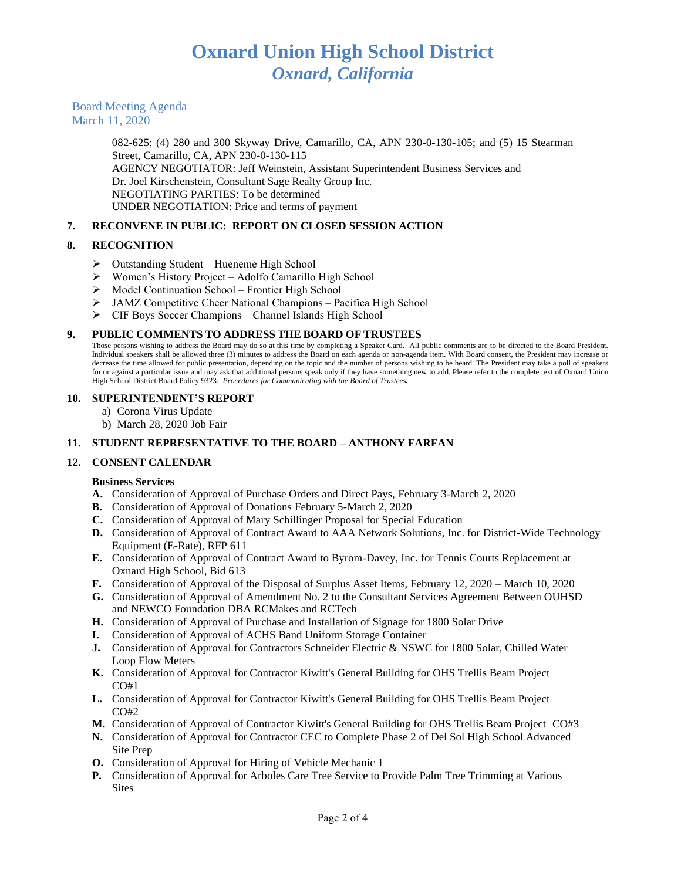082-625; (4) 280 and 300 Skyway Drive, Camarillo, CA, APN 230-0-130-105; and (5) 15 Stearman Street, Camarillo, CA, APN 230-0-130-115
AGENCY NEGOTIATOR: Jeff Weinstein, Assistant Superintendent Business Services and Dr. Joel Kirschenstein, Consultant Sage Realty Group Inc.
NEGOTIATING PARTIES: To be determined
UNDER NEGOTIATION: Price and terms of payment

## 7. RECONVENE IN PUBLIC: REPORT ON CLOSED SESSION ACTION

## 8. RECOGNITION

- Outstanding Student – Hueneme High School
- Women's History Project – Adolfo Camarillo High School
- Model Continuation School – Frontier High School
- JAMZ Competitive Cheer National Champions – Pacifica High School
- CIF Boys Soccer Champions – Channel Islands High School

## 9. PUBLIC COMMENTS TO ADDRESS THE BOARD OF TRUSTEES

Those persons wishing to address the Board may do so at this time by completing a Speaker Card. All public comments are to be directed to the Board President. Individual speakers shall be allowed three (3) minutes to address the Board on each agenda or non-agenda item. With Board consent, the President may increase or decrease the time allowed for public presentation, depending on the topic and the number of persons wishing to be heard. The President may take a poll of speakers for or against a particular issue and may ask that additional persons speak only if they have something new to add. Please refer to the complete text of Oxnard Union High School District Board Policy 9323: ***Procedures for Communicating with the Board of Trustees.***

## 10. SUPERINTENDENT'S REPORT

a) Corona Virus Update
b) March 28, 2020 Job Fair

## 11. STUDENT REPRESENTATIVE TO THE BOARD – ANTHONY FARFAN

## 12. CONSENT CALENDAR

**Business Services**

**A.** Consideration of Approval of Purchase Orders and Direct Pays, February 3-March 2, 2020
**B.** Consideration of Approval of Donations February 5-March 2, 2020
**C.** Consideration of Approval of Mary Schillinger Proposal for Special Education
**D.** Consideration of Approval of Contract Award to AAA Network Solutions, Inc. for District-Wide Technology Equipment (E-Rate), RFP 611
**E.** Consideration of Approval of Contract Award to Byrom-Davey, Inc. for Tennis Courts Replacement at Oxnard High School, Bid 613
**F.** Consideration of Approval of the Disposal of Surplus Asset Items, February 12, 2020 – March 10, 2020
**G.** Consideration of Approval of Amendment No. 2 to the Consultant Services Agreement Between OUHSD and NEWCO Foundation DBA RCMakes and RCTech
**H.** Consideration of Approval of Purchase and Installation of Signage for 1800 Solar Drive
**I.** Consideration of Approval of ACHS Band Uniform Storage Container
**J.** Consideration of Approval for Contractors Schneider Electric & NSWC for 1800 Solar, Chilled Water Loop Flow Meters
**K.** Consideration of Approval for Contractor Kiwitt's General Building for OHS Trellis Beam Project CO#1
**L.** Consideration of Approval for Contractor Kiwitt's General Building for OHS Trellis Beam Project CO#2
**M.** Consideration of Approval of Contractor Kiwitt's General Building for OHS Trellis Beam Project CO#3
**N.** Consideration of Approval for Contractor CEC to Complete Phase 2 of Del Sol High School Advanced Site Prep
**O.** Consideration of Approval for Hiring of Vehicle Mechanic 1
**P.** Consideration of Approval for Arboles Care Tree Service to Provide Palm Tree Trimming at Various Sites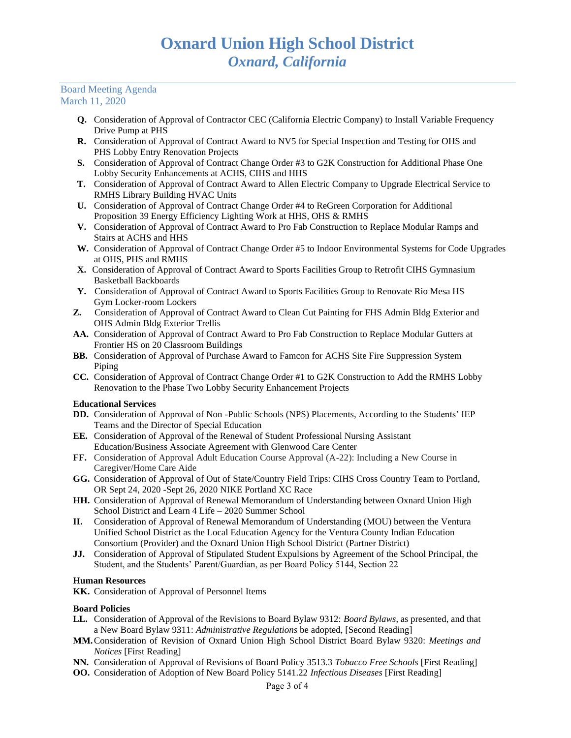# Oxnard Union High School District
## *Oxnard, California*

Board Meeting Agenda
March 11, 2020

- **Q.** Consideration of Approval of Contractor CEC (California Electric Company) to Install Variable Frequency Drive Pump at PHS
- **R.** Consideration of Approval of Contract Award to NV5 for Special Inspection and Testing for OHS and PHS Lobby Entry Renovation Projects
- **S.** Consideration of Approval of Contract Change Order #3 to G2K Construction for Additional Phase One Lobby Security Enhancements at ACHS, CIHS and HHS
- **T.** Consideration of Approval of Contract Award to Allen Electric Company to Upgrade Electrical Service to RMHS Library Building HVAC Units
- **U.** Consideration of Approval of Contract Change Order #4 to ReGreen Corporation for Additional Proposition 39 Energy Efficiency Lighting Work at HHS, OHS & RMHS
- **V.** Consideration of Approval of Contract Award to Pro Fab Construction to Replace Modular Ramps and Stairs at ACHS and HHS
- **W.** Consideration of Approval of Contract Change Order #5 to Indoor Environmental Systems for Code Upgrades at OHS, PHS and RMHS
- **X.** Consideration of Approval of Contract Award to Sports Facilities Group to Retrofit CIHS Gymnasium Basketball Backboards
- **Y.** Consideration of Approval of Contract Award to Sports Facilities Group to Renovate Rio Mesa HS Gym Locker-room Lockers
- **Z.** Consideration of Approval of Contract Award to Clean Cut Painting for FHS Admin Bldg Exterior and OHS Admin Bldg Exterior Trellis
- **AA.** Consideration of Approval of Contract Award to Pro Fab Construction to Replace Modular Gutters at Frontier HS on 20 Classroom Buildings
- **BB.** Consideration of Approval of Purchase Award to Famcon for ACHS Site Fire Suppression System Piping
- **CC.** Consideration of Approval of Contract Change Order #1 to G2K Construction to Add the RMHS Lobby Renovation to the Phase Two Lobby Security Enhancement Projects

**Educational Services**

- **DD.** Consideration of Approval of Non -Public Schools (NPS) Placements, According to the Students' IEP Teams and the Director of Special Education
- **EE.** Consideration of Approval of the Renewal of Student Professional Nursing Assistant Education/Business Associate Agreement with Glenwood Care Center
- **FF.** Consideration of Approval Adult Education Course Approval (A-22): Including a New Course in Caregiver/Home Care Aide
- **GG.** Consideration of Approval of Out of State/Country Field Trips: CIHS Cross Country Team to Portland, OR Sept 24, 2020 -Sept 26, 2020 NIKE Portland XC Race
- **HH.** Consideration of Approval of Renewal Memorandum of Understanding between Oxnard Union High School District and Learn 4 Life – 2020 Summer School
- **II.** Consideration of Approval of Renewal Memorandum of Understanding (MOU) between the Ventura Unified School District as the Local Education Agency for the Ventura County Indian Education Consortium (Provider) and the Oxnard Union High School District (Partner District)
- **JJ.** Consideration of Approval of Stipulated Student Expulsions by Agreement of the School Principal, the Student, and the Students' Parent/Guardian, as per Board Policy 5144, Section 22

**Human Resources**

- **KK.** Consideration of Approval of Personnel Items

**Board Policies**

- **LL.** Consideration of Approval of the Revisions to Board Bylaw 9312: *Board Bylaws*, as presented, and that a New Board Bylaw 9311: *Administrative Regulations* be adopted, [Second Reading]
- **MM.** Consideration of Revision of Oxnard Union High School District Board Bylaw 9320: *Meetings and Notices* [First Reading]
- **NN.** Consideration of Approval of Revisions of Board Policy 3513.3 *Tobacco Free Schools* [First Reading]
- **OO.** Consideration of Adoption of New Board Policy 5141.22 *Infectious Diseases* [First Reading]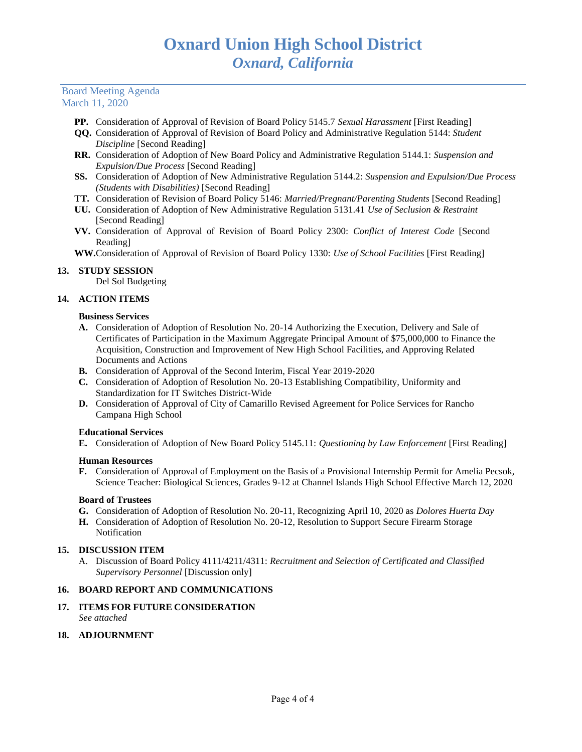# Oxnard Union High School District
## *Oxnard, California*

Board Meeting Agenda
March 11, 2020

- **PP.** Consideration of Approval of Revision of Board Policy 5145.7 *Sexual Harassment* [First Reading]
- **QQ.** Consideration of Approval of Revision of Board Policy and Administrative Regulation 5144: *Student Discipline* [Second Reading]
- **RR.** Consideration of Adoption of New Board Policy and Administrative Regulation 5144.1: *Suspension and Expulsion/Due Process* [Second Reading]
- **SS.** Consideration of Adoption of New Administrative Regulation 5144.2: *Suspension and Expulsion/Due Process (Students with Disabilities)* [Second Reading]
- **TT.** Consideration of Revision of Board Policy 5146: *Married/Pregnant/Parenting Students* [Second Reading]
- **UU.** Consideration of Adoption of New Administrative Regulation 5131.41 *Use of Seclusion & Restraint* [Second Reading]
- **VV.** Consideration of Approval of Revision of Board Policy 2300: *Conflict of Interest Code* [Second Reading]
- **WW.** Consideration of Approval of Revision of Board Policy 1330: *Use of School Facilities* [First Reading]

**13. STUDY SESSION**

Del Sol Budgeting

**14. ACTION ITEMS**

**Business Services**

- **A.** Consideration of Adoption of Resolution No. 20-14 Authorizing the Execution, Delivery and Sale of Certificates of Participation in the Maximum Aggregate Principal Amount of $75,000,000 to Finance the Acquisition, Construction and Improvement of New High School Facilities, and Approving Related Documents and Actions
- **B.** Consideration of Approval of the Second Interim, Fiscal Year 2019-2020
- **C.** Consideration of Adoption of Resolution No. 20-13 Establishing Compatibility, Uniformity and Standardization for IT Switches District-Wide
- **D.** Consideration of Approval of City of Camarillo Revised Agreement for Police Services for Rancho Campana High School

**Educational Services**

- **E.** Consideration of Adoption of New Board Policy 5145.11: *Questioning by Law Enforcement* [First Reading]

**Human Resources**

- **F.** Consideration of Approval of Employment on the Basis of a Provisional Internship Permit for Amelia Pecsok, Science Teacher: Biological Sciences, Grades 9-12 at Channel Islands High School Effective March 12, 2020

**Board of Trustees**

- **G.** Consideration of Adoption of Resolution No. 20-11, Recognizing April 10, 2020 as *Dolores Huerta Day*
- **H.** Consideration of Adoption of Resolution No. 20-12, Resolution to Support Secure Firearm Storage Notification

**15. DISCUSSION ITEM**

A. Discussion of Board Policy 4111/4211/4311: *Recruitment and Selection of Certificated and Classified Supervisory Personnel* [Discussion only]

**16. BOARD REPORT AND COMMUNICATIONS**

**17. ITEMS FOR FUTURE CONSIDERATION**

*See attached*

**18. ADJOURNMENT**